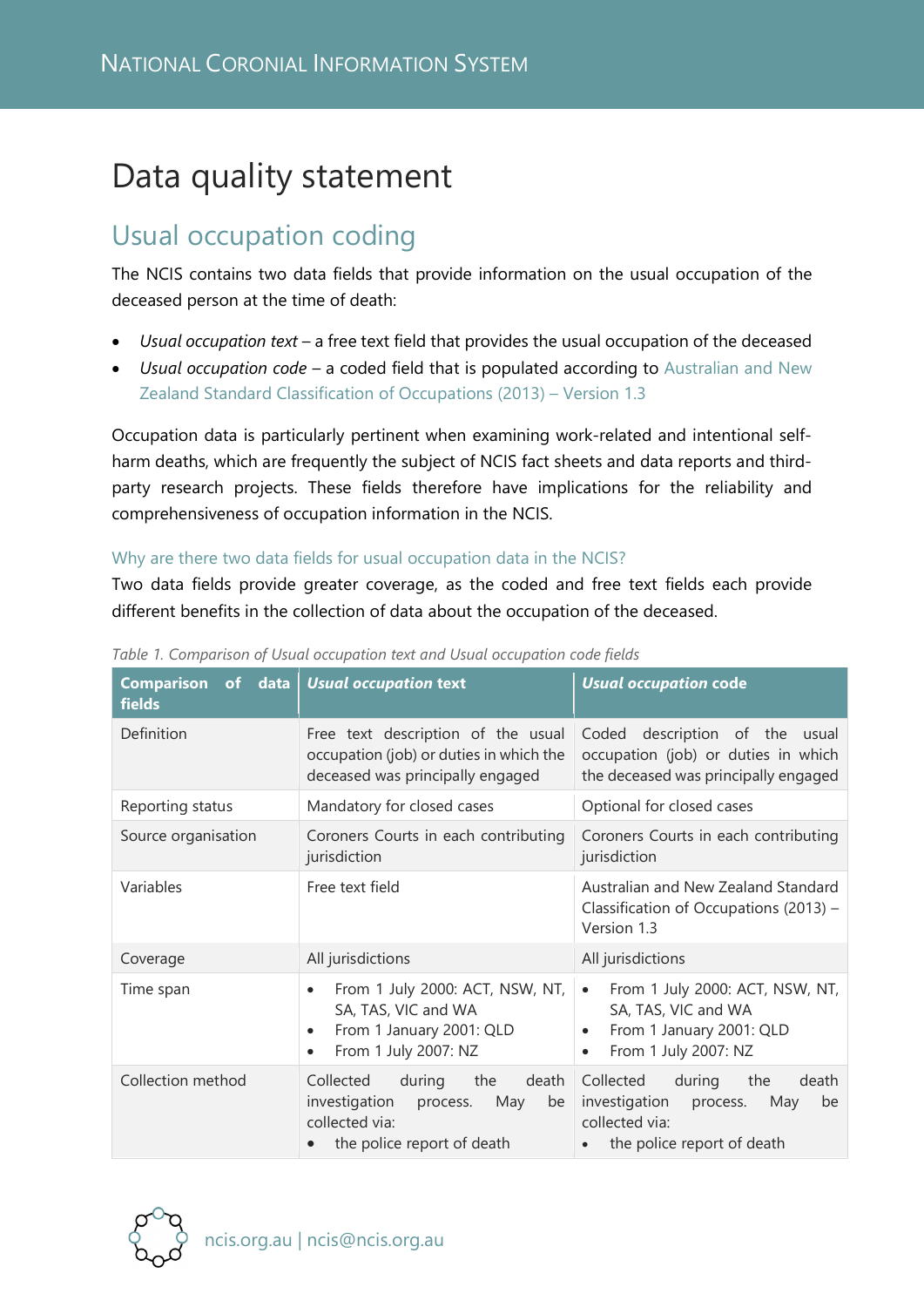# Data quality statement

## Usual occupation coding

The NCIS contains two data fields that provide information on the usual occupation of the deceased person at the time of death:

- *Usual occupation text* – a free text field that provides the usual occupation of the deceased
- *Usual occupation code* – a coded field that is populated according to Australian and New Zealand Standard Classification of Occupations (2013) – Version 1.3

Occupation data is particularly pertinent when examining work-related and intentional self-harm deaths, which are frequently the subject of NCIS fact sheets and data reports and third-party research projects. These fields therefore have implications for the reliability and comprehensiveness of occupation information in the NCIS.

### Why are there two data fields for usual occupation data in the NCIS?

Two data fields provide greater coverage, as the coded and free text fields each provide different benefits in the collection of data about the occupation of the deceased.

*Table 1. Comparison of Usual occupation text and Usual occupation code fields*

| Comparison of data fields | ***Usual occupation*** **text** | ***Usual occupation*** **code** |
|---|---|---|
| Definition | Free text description of the usual occupation (job) or duties in which the deceased was principally engaged | Coded description of the usual occupation (job) or duties in which the deceased was principally engaged |
| Reporting status | Mandatory for closed cases | Optional for closed cases |
| Source organisation | Coroners Courts in each contributing jurisdiction | Coroners Courts in each contributing jurisdiction |
| Variables | Free text field | Australian and New Zealand Standard Classification of Occupations (2013) – Version 1.3 |
| Coverage | All jurisdictions | All jurisdictions |
| Time span | • From 1 July 2000: ACT, NSW, NT, SA, TAS, VIC and WA<br>• From 1 January 2001: QLD<br>• From 1 July 2007: NZ | • From 1 July 2000: ACT, NSW, NT, SA, TAS, VIC and WA<br>• From 1 January 2001: QLD<br>• From 1 July 2007: NZ |
| Collection method | Collected during the death investigation process. May be collected via:<br>• the police report of death | Collected during the death investigation process. May be collected via:<br>• the police report of death |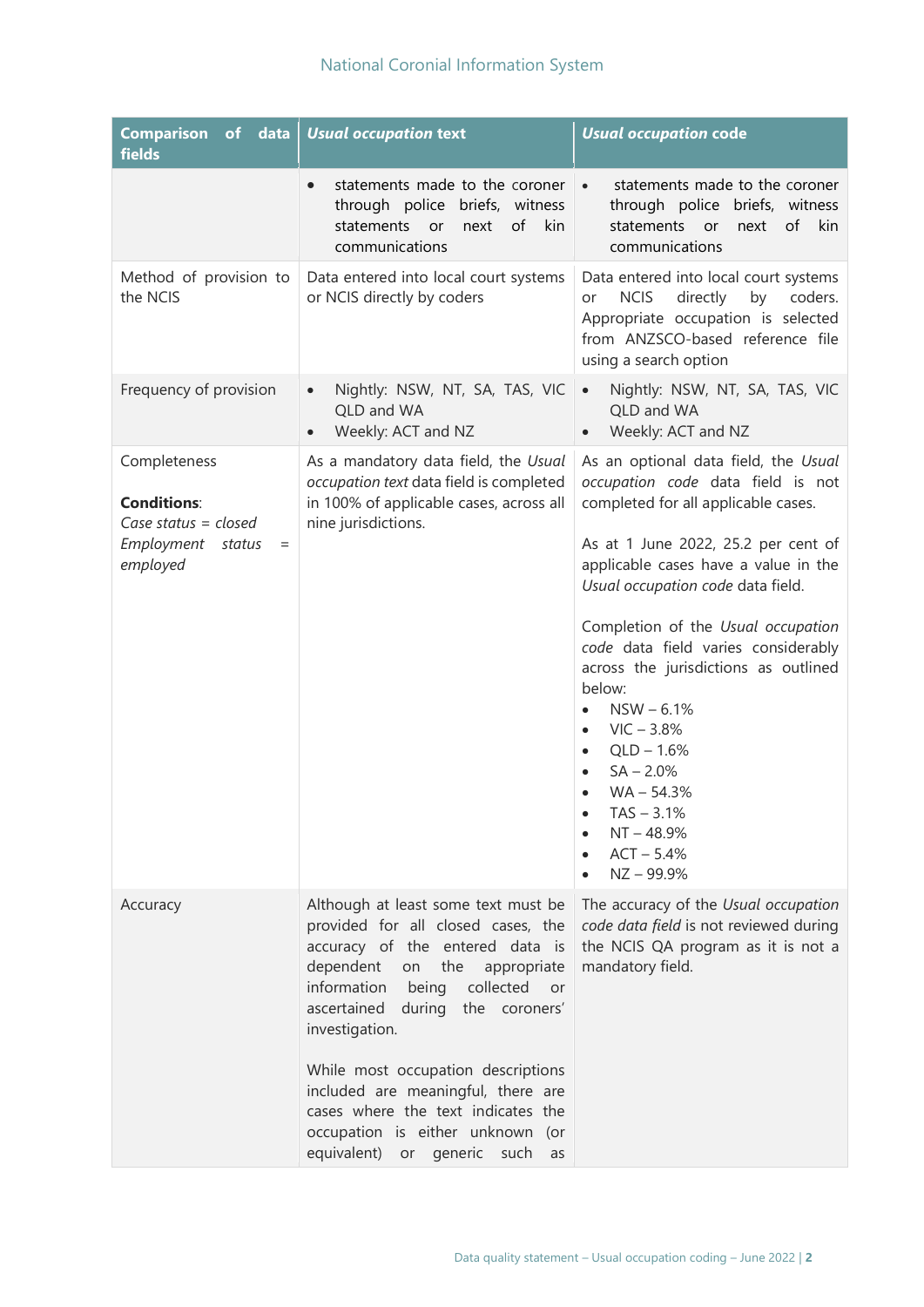| Comparison of data fields | *Usual occupation* text | *Usual occupation* code |
|---|---|---|
| | • statements made to the coroner through police briefs, witness statements or next of kin communications | • statements made to the coroner through police briefs, witness statements or next of kin communications |
| Method of provision to the NCIS | Data entered into local court systems or NCIS directly by coders | Data entered into local court systems or NCIS directly by coders. Appropriate occupation is selected from ANZSCO-based reference file using a search option |
| Frequency of provision | • Nightly: NSW, NT, SA, TAS, VIC QLD and WA<br>• Weekly: ACT and NZ | • Nightly: NSW, NT, SA, TAS, VIC QLD and WA<br>• Weekly: ACT and NZ |
| Completeness<br><br>**Conditions**:<br>*Case status = closed*<br>*Employment status = employed* | As a mandatory data field, the *Usual occupation text* data field is completed in 100% of applicable cases, across all nine jurisdictions. | As an optional data field, the *Usual occupation code* data field is not completed for all applicable cases.<br><br>As at 1 June 2022, 25.2 per cent of applicable cases have a value in the *Usual occupation code* data field.<br><br>Completion of the *Usual occupation code* data field varies considerably across the jurisdictions as outlined below:<br>• NSW – 6.1%<br>• VIC – 3.8%<br>• QLD – 1.6%<br>• SA – 2.0%<br>• WA – 54.3%<br>• TAS – 3.1%<br>• NT – 48.9%<br>• ACT – 5.4%<br>• NZ – 99.9% |
| Accuracy | Although at least some text must be provided for all closed cases, the accuracy of the entered data is dependent on the appropriate information being collected or ascertained during the coroners' investigation.<br><br>While most occupation descriptions included are meaningful, there are cases where the text indicates the occupation is either unknown (or equivalent) or generic such as | The accuracy of the *Usual occupation code data field* is not reviewed during the NCIS QA program as it is not a mandatory field. |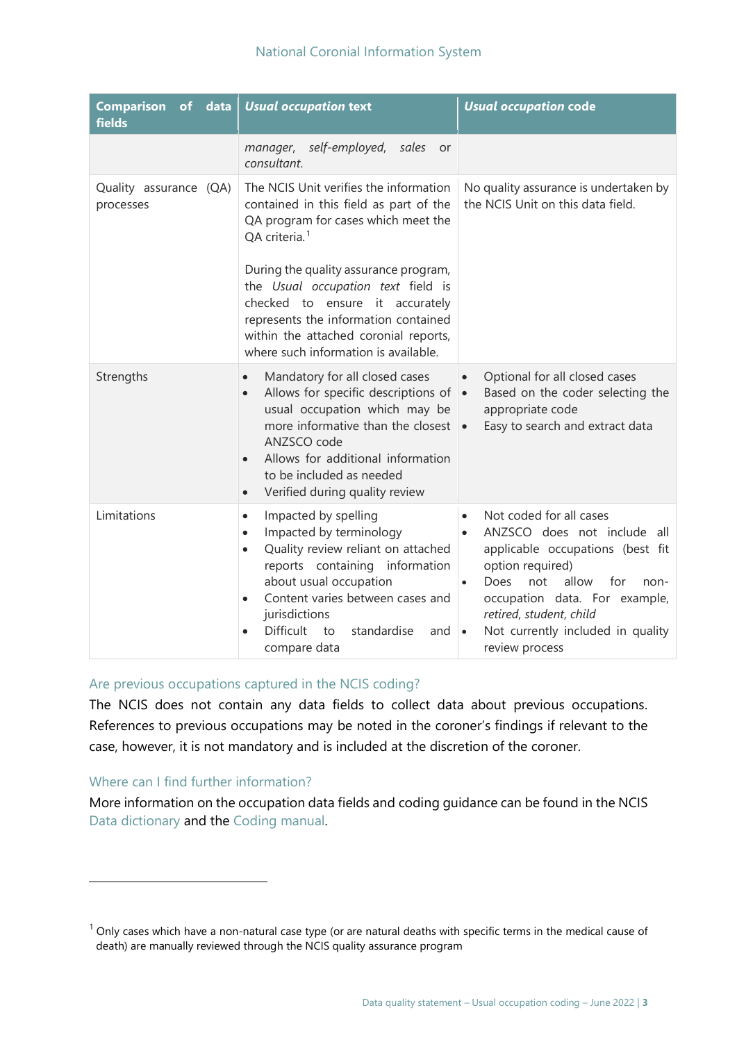| Comparison of data fields | *Usual occupation* text | *Usual occupation* code |
|---|---|---|
| | *manager, self-employed, sales* or *consultant.* | |
| Quality assurance (QA) processes | The NCIS Unit verifies the information contained in this field as part of the QA program for cases which meet the QA criteria.[1]<br><br>During the quality assurance program, the *Usual occupation text* field is checked to ensure it accurately represents the information contained within the attached coronial reports, where such information is available. | No quality assurance is undertaken by the NCIS Unit on this data field. |
| Strengths | • Mandatory for all closed cases<br>• Allows for specific descriptions of usual occupation which may be more informative than the closest ANZSCO code<br>• Allows for additional information to be included as needed<br>• Verified during quality review | • Optional for all closed cases<br>• Based on the coder selecting the appropriate code<br>• Easy to search and extract data |
| Limitations | • Impacted by spelling<br>• Impacted by terminology<br>• Quality review reliant on attached reports containing information about usual occupation<br>• Content varies between cases and jurisdictions<br>• Difficult to standardise and compare data | • Not coded for all cases<br>• ANZSCO does not include all applicable occupations (best fit option required)<br>• Does not allow for non-occupation data. For example, *retired*, *student*, *child*<br>• Not currently included in quality review process |

## Are previous occupations captured in the NCIS coding?

The NCIS does not contain any data fields to collect data about previous occupations. References to previous occupations may be noted in the coroner's findings if relevant to the case, however, it is not mandatory and is included at the discretion of the coroner.

## Where can I find further information?

More information on the occupation data fields and coding guidance can be found in the NCIS Data dictionary and the Coding manual.

---

[1] Only cases which have a non-natural case type (or are natural deaths with specific terms in the medical cause of death) are manually reviewed through the NCIS quality assurance program